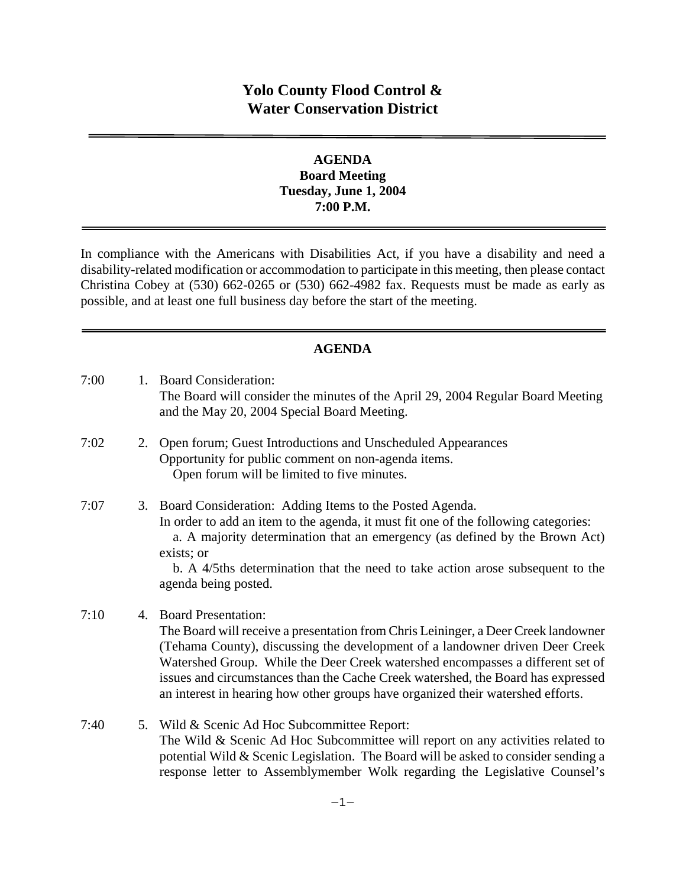# Yolo County Flood Control & Water Conservation District

---

**AGENDA**
**Board Meeting**
**Tuesday, June 1, 2004**
**7:00 P.M.**

---

In compliance with the Americans with Disabilities Act, if you have a disability and need a disability-related modification or accommodation to participate in this meeting, then please contact Christina Cobey at (530) 662-0265 or (530) 662-4982 fax. Requests must be made as early as possible, and at least one full business day before the start of the meeting.

---

## AGENDA

7:00 1. Board Consideration:
The Board will consider the minutes of the April 29, 2004 Regular Board Meeting and the May 20, 2004 Special Board Meeting.

7:02 2. Open forum; Guest Introductions and Unscheduled Appearances
Opportunity for public comment on non-agenda items.
Open forum will be limited to five minutes.

7:07 3. Board Consideration: Adding Items to the Posted Agenda.
In order to add an item to the agenda, it must fit one of the following categories:
a. A majority determination that an emergency (as defined by the Brown Act) exists; or
b. A 4/5ths determination that the need to take action arose subsequent to the agenda being posted.

7:10 4. Board Presentation:
The Board will receive a presentation from Chris Leininger, a Deer Creek landowner (Tehama County), discussing the development of a landowner driven Deer Creek Watershed Group. While the Deer Creek watershed encompasses a different set of issues and circumstances than the Cache Creek watershed, the Board has expressed an interest in hearing how other groups have organized their watershed efforts.

7:40 5. Wild & Scenic Ad Hoc Subcommittee Report:
The Wild & Scenic Ad Hoc Subcommittee will report on any activities related to potential Wild & Scenic Legislation. The Board will be asked to consider sending a response letter to Assemblymember Wolk regarding the Legislative Counsel's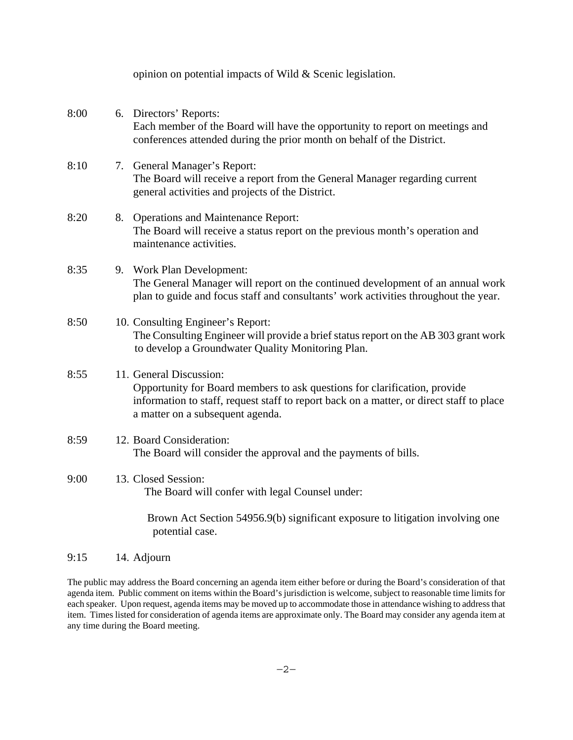opinion on potential impacts of Wild & Scenic legislation.

8:00 6. Directors' Reports:
Each member of the Board will have the opportunity to report on meetings and conferences attended during the prior month on behalf of the District.

8:10 7. General Manager's Report:
The Board will receive a report from the General Manager regarding current general activities and projects of the District.

8:20 8. Operations and Maintenance Report:
The Board will receive a status report on the previous month's operation and maintenance activities.

8:35 9. Work Plan Development:
The General Manager will report on the continued development of an annual work plan to guide and focus staff and consultants' work activities throughout the year.

8:50 10. Consulting Engineer's Report:
The Consulting Engineer will provide a brief status report on the AB 303 grant work to develop a Groundwater Quality Monitoring Plan.

8:55 11. General Discussion:
Opportunity for Board members to ask questions for clarification, provide information to staff, request staff to report back on a matter, or direct staff to place a matter on a subsequent agenda.

8:59 12. Board Consideration:
The Board will consider the approval and the payments of bills.

9:00 13. Closed Session:
The Board will confer with legal Counsel under:

Brown Act Section 54956.9(b) significant exposure to litigation involving one potential case.

9:15 14. Adjourn

The public may address the Board concerning an agenda item either before or during the Board's consideration of that agenda item. Public comment on items within the Board's jurisdiction is welcome, subject to reasonable time limits for each speaker. Upon request, agenda items may be moved up to accommodate those in attendance wishing to address that item. Times listed for consideration of agenda items are approximate only. The Board may consider any agenda item at any time during the Board meeting.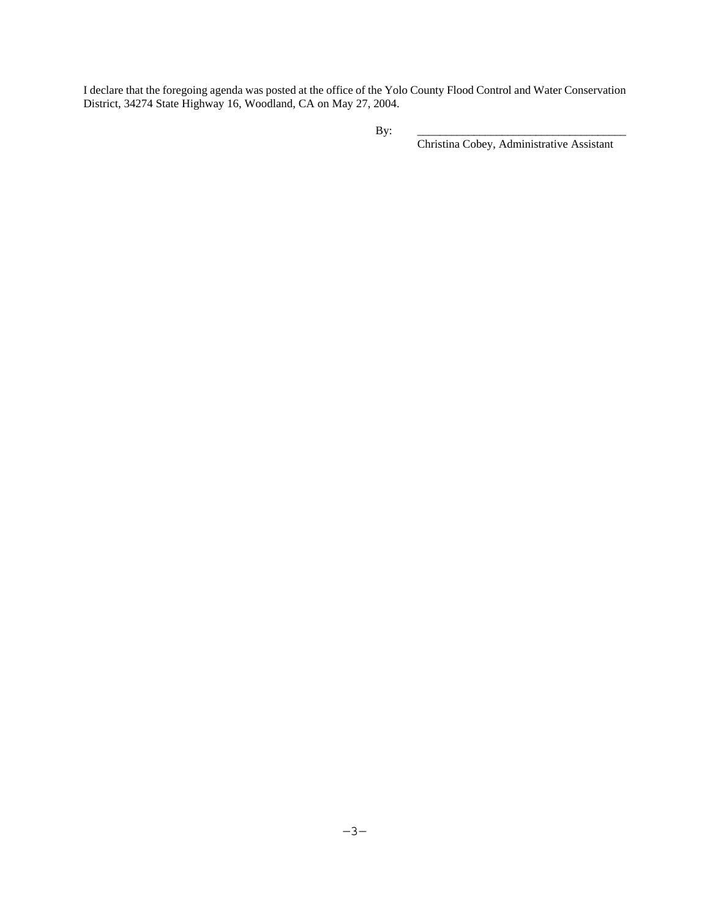I declare that the foregoing agenda was posted at the office of the Yolo County Flood Control and Water Conservation District, 34274 State Highway 16, Woodland, CA on May 27, 2004.

By: ___________________________________

Christina Cobey, Administrative Assistant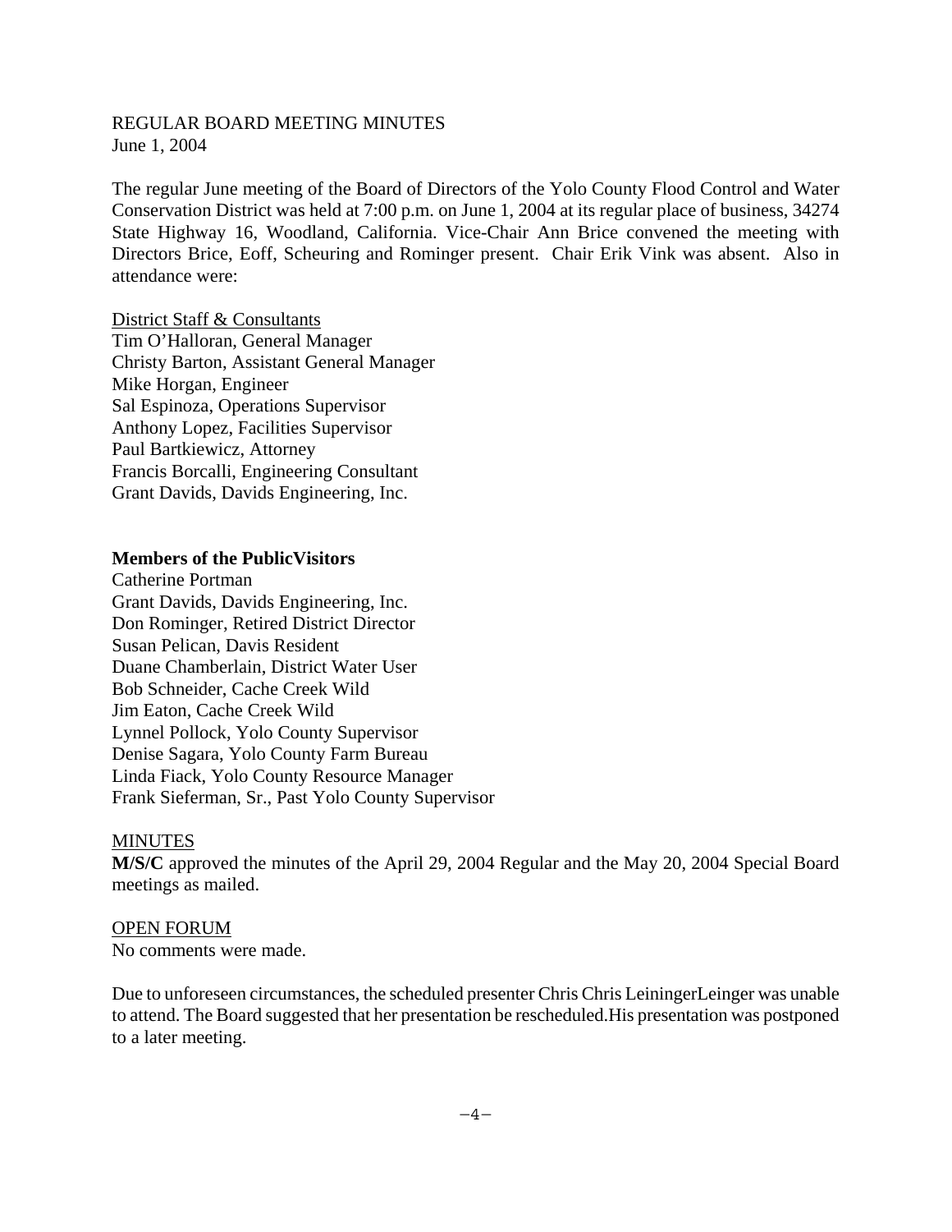REGULAR BOARD MEETING MINUTES
June 1, 2004

The regular June meeting of the Board of Directors of the Yolo County Flood Control and Water Conservation District was held at 7:00 p.m. on June 1, 2004 at its regular place of business, 34274 State Highway 16, Woodland, California. Vice-Chair Ann Brice convened the meeting with Directors Brice, Eoff, Scheuring and Rominger present. Chair Erik Vink was absent. Also in attendance were:

District Staff & Consultants
Tim O'Halloran, General Manager
Christy Barton, Assistant General Manager
Mike Horgan, Engineer
Sal Espinoza, Operations Supervisor
Anthony Lopez, Facilities Supervisor
Paul Bartkiewicz, Attorney
Francis Borcalli, Engineering Consultant
Grant Davids, Davids Engineering, Inc.

**Members of the PublicVisitors**
Catherine Portman
Grant Davids, Davids Engineering, Inc.
Don Rominger, Retired District Director
Susan Pelican, Davis Resident
Duane Chamberlain, District Water User
Bob Schneider, Cache Creek Wild
Jim Eaton, Cache Creek Wild
Lynnel Pollock, Yolo County Supervisor
Denise Sagara, Yolo County Farm Bureau
Linda Fiack, Yolo County Resource Manager
Frank Sieferman, Sr., Past Yolo County Supervisor

MINUTES
**M/S/C** approved the minutes of the April 29, 2004 Regular and the May 20, 2004 Special Board meetings as mailed.

OPEN FORUM
No comments were made.

Due to unforeseen circumstances, the scheduled presenter Chris Chris LeiningerLeinger was unable to attend. The Board suggested that her presentation be rescheduled.His presentation was postponed to a later meeting.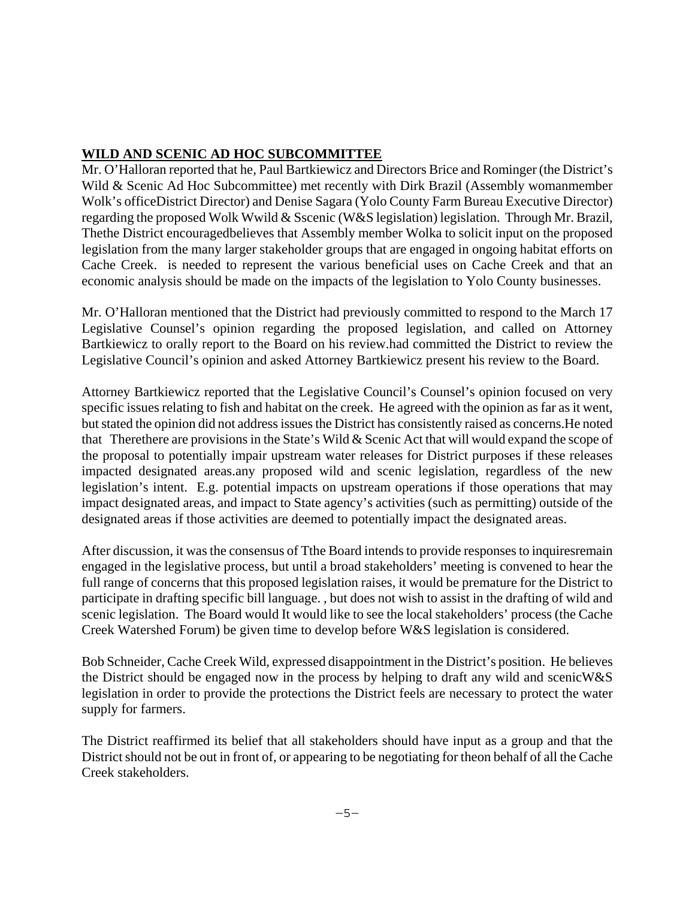**WILD AND SCENIC AD HOC SUBCOMMITTEE**

Mr. O'Halloran reported that he, Paul Bartkiewicz and Directors Brice and Rominger (the District's Wild & Scenic Ad Hoc Subcommittee) met recently with Dirk Brazil (Assembly womanmember Wolk's officeDistrict Director) and Denise Sagara (Yolo County Farm Bureau Executive Director) regarding the proposed Wolk Wwild & Sscenic (W&S legislation) legislation. Through Mr. Brazil, Thethe District encouragedbelieves that Assembly member Wolka to solicit input on the proposed legislation from the many larger stakeholder groups that are engaged in ongoing habitat efforts on Cache Creek. is needed to represent the various beneficial uses on Cache Creek and that an economic analysis should be made on the impacts of the legislation to Yolo County businesses.

Mr. O'Halloran mentioned that the District had previously committed to respond to the March 17 Legislative Counsel's opinion regarding the proposed legislation, and called on Attorney Bartkiewicz to orally report to the Board on his review.had committed the District to review the Legislative Council's opinion and asked Attorney Bartkiewicz present his review to the Board.

Attorney Bartkiewicz reported that the Legislative Council's Counsel's opinion focused on very specific issues relating to fish and habitat on the creek. He agreed with the opinion as far as it went, but stated the opinion did not address issues the District has consistently raised as concerns.He noted that Therethere are provisions in the State's Wild & Scenic Act that will would expand the scope of the proposal to potentially impair upstream water releases for District purposes if these releases impacted designated areas.any proposed wild and scenic legislation, regardless of the new legislation's intent. E.g. potential impacts on upstream operations if those operations that may impact designated areas, and impact to State agency's activities (such as permitting) outside of the designated areas if those activities are deemed to potentially impact the designated areas.

After discussion, it was the consensus of Tthe Board intends to provide responses to inquiresremain engaged in the legislative process, but until a broad stakeholders' meeting is convened to hear the full range of concerns that this proposed legislation raises, it would be premature for the District to participate in drafting specific bill language. , but does not wish to assist in the drafting of wild and scenic legislation. The Board would It would like to see the local stakeholders' process (the Cache Creek Watershed Forum) be given time to develop before W&S legislation is considered.

Bob Schneider, Cache Creek Wild, expressed disappointment in the District's position. He believes the District should be engaged now in the process by helping to draft any wild and scenicW&S legislation in order to provide the protections the District feels are necessary to protect the water supply for farmers.

The District reaffirmed its belief that all stakeholders should have input as a group and that the District should not be out in front of, or appearing to be negotiating for theon behalf of all the Cache Creek stakeholders.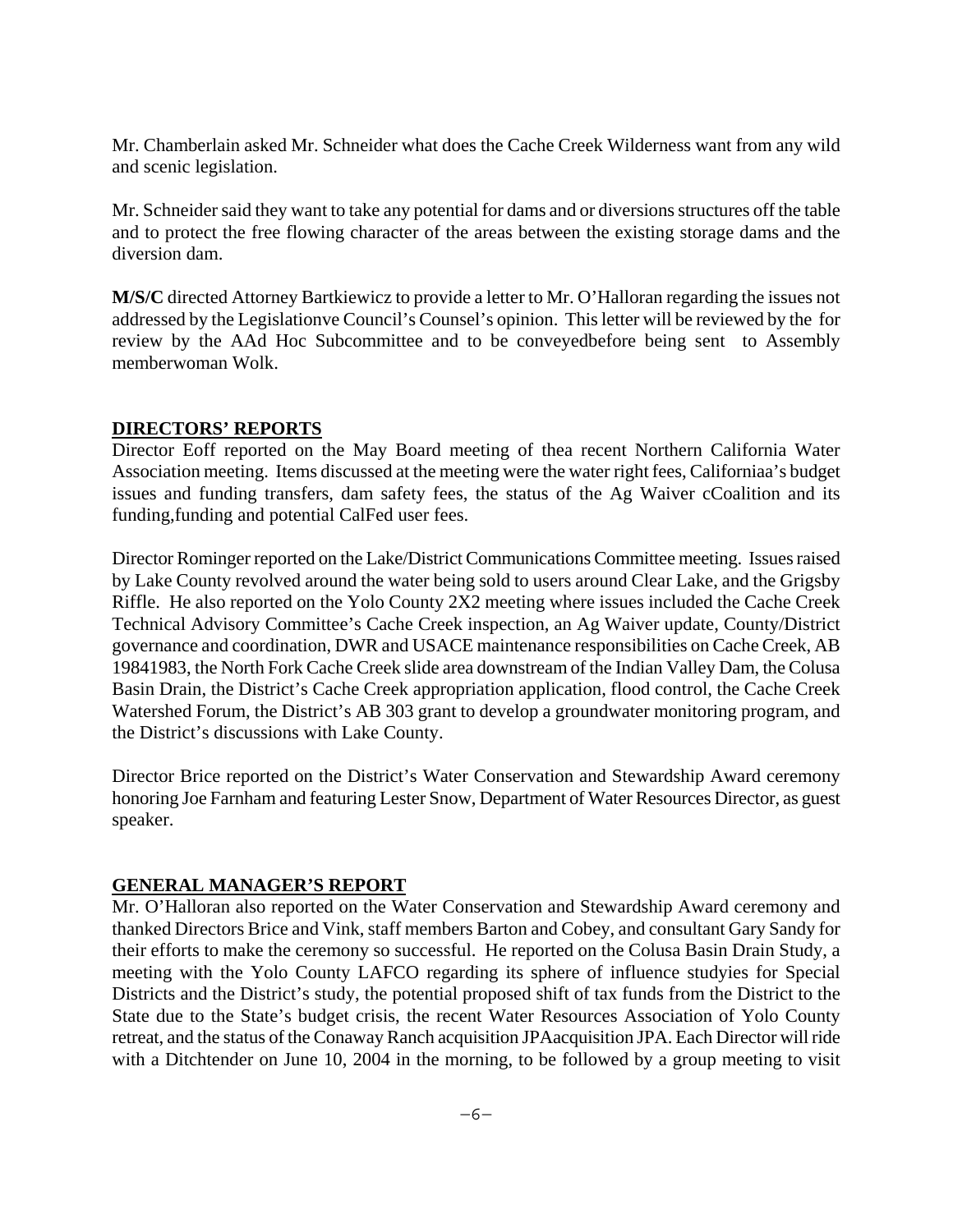Mr. Chamberlain asked Mr. Schneider what does the Cache Creek Wilderness want from any wild and scenic legislation.

Mr. Schneider said they want to take any potential for dams and or diversions structures off the table and to protect the free flowing character of the areas between the existing storage dams and the diversion dam.

**M/S/C** directed Attorney Bartkiewicz to provide a letter to Mr. O'Halloran regarding the issues not addressed by the Legislationve Council's Counsel's opinion. This letter will be reviewed by the for review by the AAd Hoc Subcommittee and to be conveyedbefore being sent to Assembly memberwoman Wolk.

## DIRECTORS' REPORTS

Director Eoff reported on the May Board meeting of thea recent Northern California Water Association meeting. Items discussed at the meeting were the water right fees, Californiaa's budget issues and funding transfers, dam safety fees, the status of the Ag Waiver cCoalition and its funding,funding and potential CalFed user fees.

Director Rominger reported on the Lake/District Communications Committee meeting. Issues raised by Lake County revolved around the water being sold to users around Clear Lake, and the Grigsby Riffle. He also reported on the Yolo County 2X2 meeting where issues included the Cache Creek Technical Advisory Committee's Cache Creek inspection, an Ag Waiver update, County/District governance and coordination, DWR and USACE maintenance responsibilities on Cache Creek, AB 19841983, the North Fork Cache Creek slide area downstream of the Indian Valley Dam, the Colusa Basin Drain, the District's Cache Creek appropriation application, flood control, the Cache Creek Watershed Forum, the District's AB 303 grant to develop a groundwater monitoring program, and the District's discussions with Lake County.

Director Brice reported on the District's Water Conservation and Stewardship Award ceremony honoring Joe Farnham and featuring Lester Snow, Department of Water Resources Director, as guest speaker.

## GENERAL MANAGER'S REPORT

Mr. O'Halloran also reported on the Water Conservation and Stewardship Award ceremony and thanked Directors Brice and Vink, staff members Barton and Cobey, and consultant Gary Sandy for their efforts to make the ceremony so successful. He reported on the Colusa Basin Drain Study, a meeting with the Yolo County LAFCO regarding its sphere of influence studyies for Special Districts and the District's study, the potential proposed shift of tax funds from the District to the State due to the State's budget crisis, the recent Water Resources Association of Yolo County retreat, and the status of the Conaway Ranch acquisition JPAacquisition JPA. Each Director will ride with a Ditchtender on June 10, 2004 in the morning, to be followed by a group meeting to visit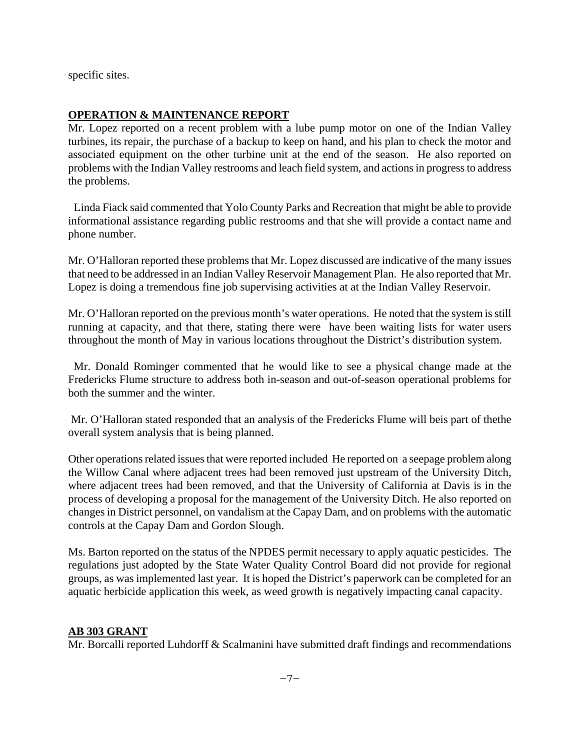specific sites.

**OPERATION & MAINTENANCE REPORT**

Mr. Lopez reported on a recent problem with a lube pump motor on one of the Indian Valley turbines, its repair, the purchase of a backup to keep on hand, and his plan to check the motor and associated equipment on the other turbine unit at the end of the season. He also reported on problems with the Indian Valley restrooms and leach field system, and actions in progress to address the problems.

Linda Fiack said commented that Yolo County Parks and Recreation that might be able to provide informational assistance regarding public restrooms and that she will provide a contact name and phone number.

Mr. O'Halloran reported these problems that Mr. Lopez discussed are indicative of the many issues that need to be addressed in an Indian Valley Reservoir Management Plan. He also reported that Mr. Lopez is doing a tremendous fine job supervising activities at at the Indian Valley Reservoir.

Mr. O'Halloran reported on the previous month's water operations. He noted that the system is still running at capacity, and that there, stating there were have been waiting lists for water users throughout the month of May in various locations throughout the District's distribution system.

Mr. Donald Rominger commented that he would like to see a physical change made at the Fredericks Flume structure to address both in-season and out-of-season operational problems for both the summer and the winter.

Mr. O'Halloran stated responded that an analysis of the Fredericks Flume will beis part of thethe overall system analysis that is being planned.

Other operations related issues that were reported included He reported on a seepage problem along the Willow Canal where adjacent trees had been removed just upstream of the University Ditch, where adjacent trees had been removed, and that the University of California at Davis is in the process of developing a proposal for the management of the University Ditch. He also reported on changes in District personnel, on vandalism at the Capay Dam, and on problems with the automatic controls at the Capay Dam and Gordon Slough.

Ms. Barton reported on the status of the NPDES permit necessary to apply aquatic pesticides. The regulations just adopted by the State Water Quality Control Board did not provide for regional groups, as was implemented last year. It is hoped the District's paperwork can be completed for an aquatic herbicide application this week, as weed growth is negatively impacting canal capacity.

**AB 303 GRANT**

Mr. Borcalli reported Luhdorff & Scalmanini have submitted draft findings and recommendations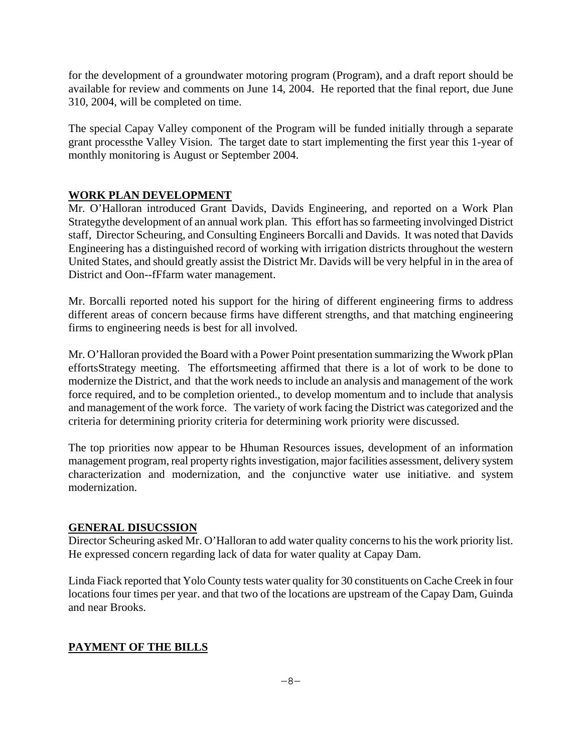for the development of a groundwater motoring program (Program), and a draft report should be available for review and comments on June 14, 2004. He reported that the final report, due June 310, 2004, will be completed on time.

The special Capay Valley component of the Program will be funded initially through a separate grant processthe Valley Vision. The target date to start implementing the first year this 1-year of monthly monitoring is August or September 2004.

**WORK PLAN DEVELOPMENT**

Mr. O'Halloran introduced Grant Davids, Davids Engineering, and reported on a Work Plan Strategythe development of an annual work plan. This effort has so farmeeting involvinged District staff, Director Scheuring, and Consulting Engineers Borcalli and Davids. It was noted that Davids Engineering has a distinguished record of working with irrigation districts throughout the western United States, and should greatly assist the District Mr. Davids will be very helpful in in the area of District and Oon--fFfarm water management.

Mr. Borcalli reported noted his support for the hiring of different engineering firms to address different areas of concern because firms have different strengths, and that matching engineering firms to engineering needs is best for all involved.

Mr. O'Halloran provided the Board with a Power Point presentation summarizing the Wwork pPlan effortsStrategy meeting. The effortsmeeting affirmed that there is a lot of work to be done to modernize the District, and that the work needs to include an analysis and management of the work force required, and to be completion oriented., to develop momentum and to include that analysis and management of the work force. The variety of work facing the District was categorized and the criteria for determining priority criteria for determining work priority were discussed.

The top priorities now appear to be Hhuman Resources issues, development of an information management program, real property rights investigation, major facilities assessment, delivery system characterization and modernization, and the conjunctive water use initiative. and system modernization.

**GENERAL DISUCSSION**

Director Scheuring asked Mr. O'Halloran to add water quality concerns to his the work priority list. He expressed concern regarding lack of data for water quality at Capay Dam.

Linda Fiack reported that Yolo County tests water quality for 30 constituents on Cache Creek in four locations four times per year. and that two of the locations are upstream of the Capay Dam, Guinda and near Brooks.

**PAYMENT OF THE BILLS**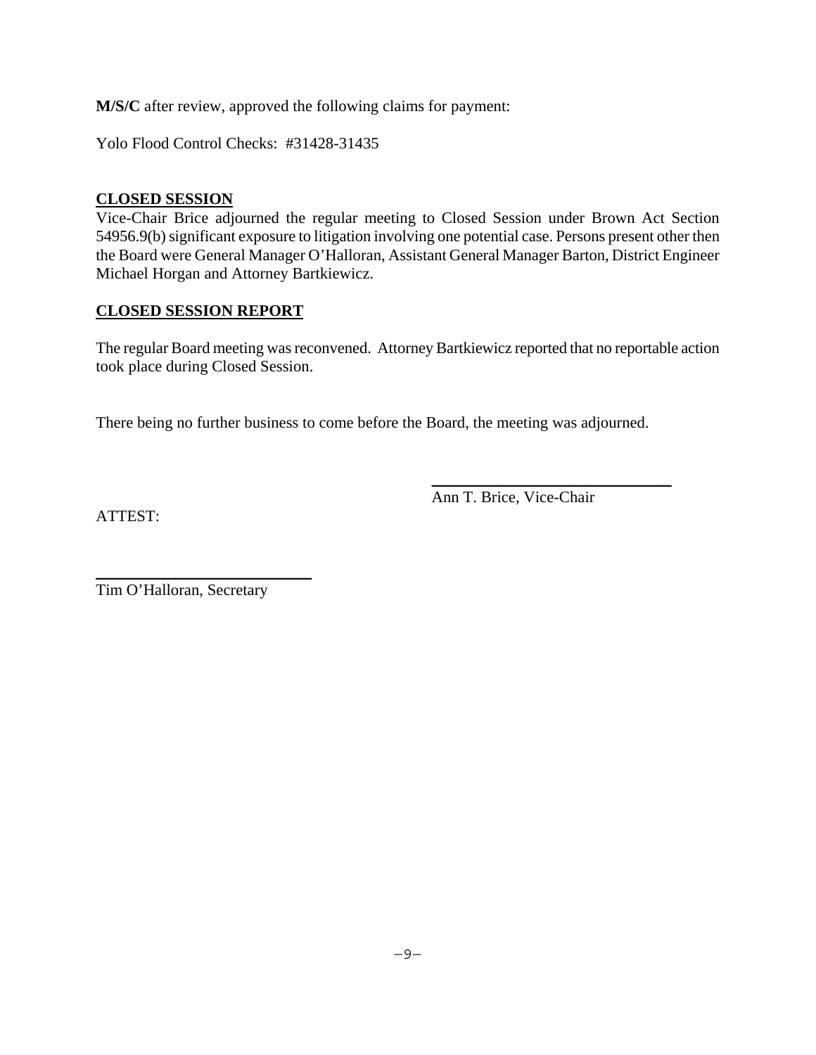**M/S/C** after review, approved the following claims for payment:

Yolo Flood Control Checks: #31428-31435

**CLOSED SESSION**

Vice-Chair Brice adjourned the regular meeting to Closed Session under Brown Act Section 54956.9(b) significant exposure to litigation involving one potential case. Persons present other then the Board were General Manager O'Halloran, Assistant General Manager Barton, District Engineer Michael Horgan and Attorney Bartkiewicz.

**CLOSED SESSION REPORT**

The regular Board meeting was reconvened. Attorney Bartkiewicz reported that no reportable action took place during Closed Session.

There being no further business to come before the Board, the meeting was adjourned.

\_\_\_\_\_\_\_\_\_\_\_\_\_\_\_\_\_\_\_\_\_\_\_\_\_\_\_\_\_\_
Ann T. Brice, Vice-Chair

ATTEST:

\_\_\_\_\_\_\_\_\_\_\_\_\_\_\_\_\_\_\_\_\_\_\_\_\_\_\_\_\_\_
Tim O'Halloran, Secretary